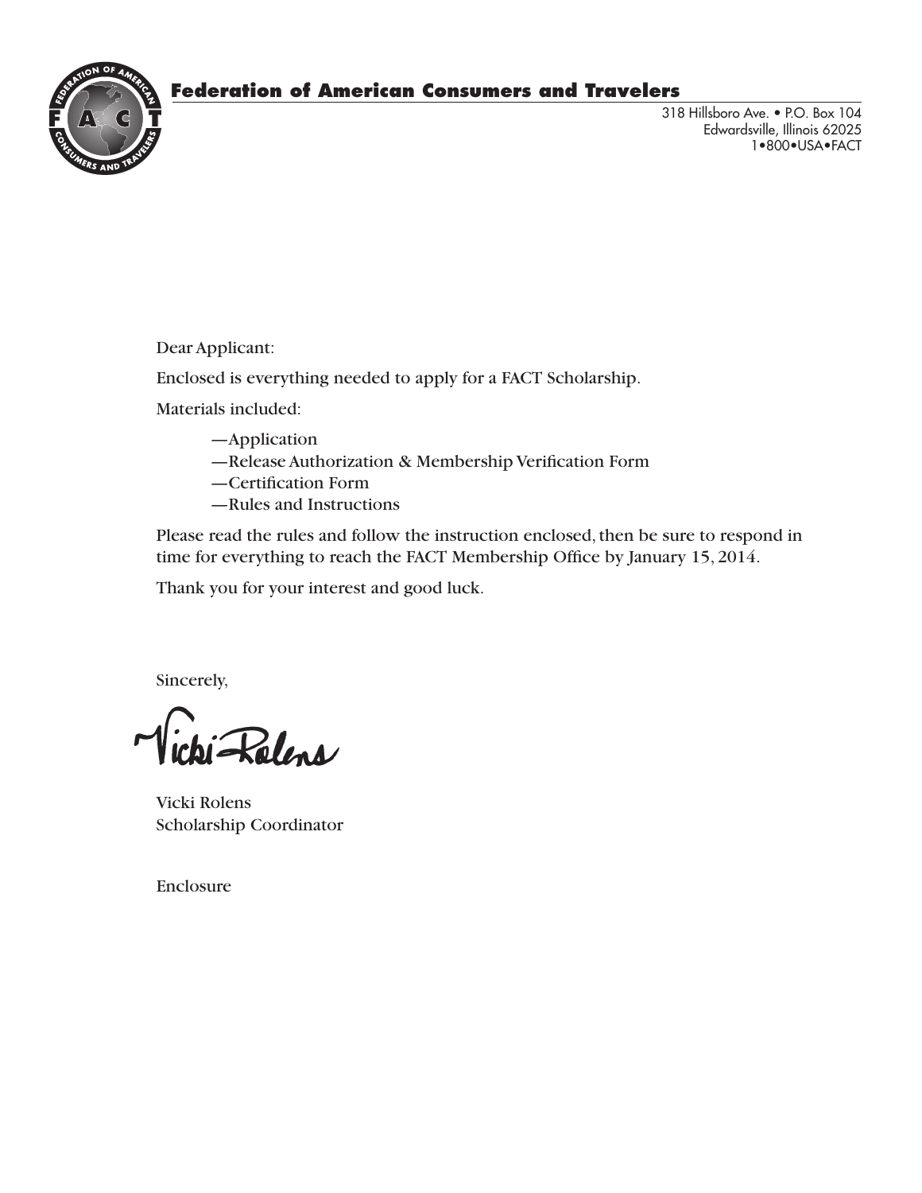**Federation of American Consumers and Travelers**

318 Hillsboro Ave. • P.O. Box 104
Edwardsville, Illinois 62025
1•800•USA•FACT

Dear Applicant:

Enclosed is everything needed to apply for a FACT Scholarship.

Materials included:

—Application
—Release Authorization & Membership Verification Form
—Certification Form
—Rules and Instructions

Please read the rules and follow the instruction enclosed, then be sure to respond in time for everything to reach the FACT Membership Office by January 15, 2014.

Thank you for your interest and good luck.

Sincerely,

Vicki Rolens

Vicki Rolens
Scholarship Coordinator

Enclosure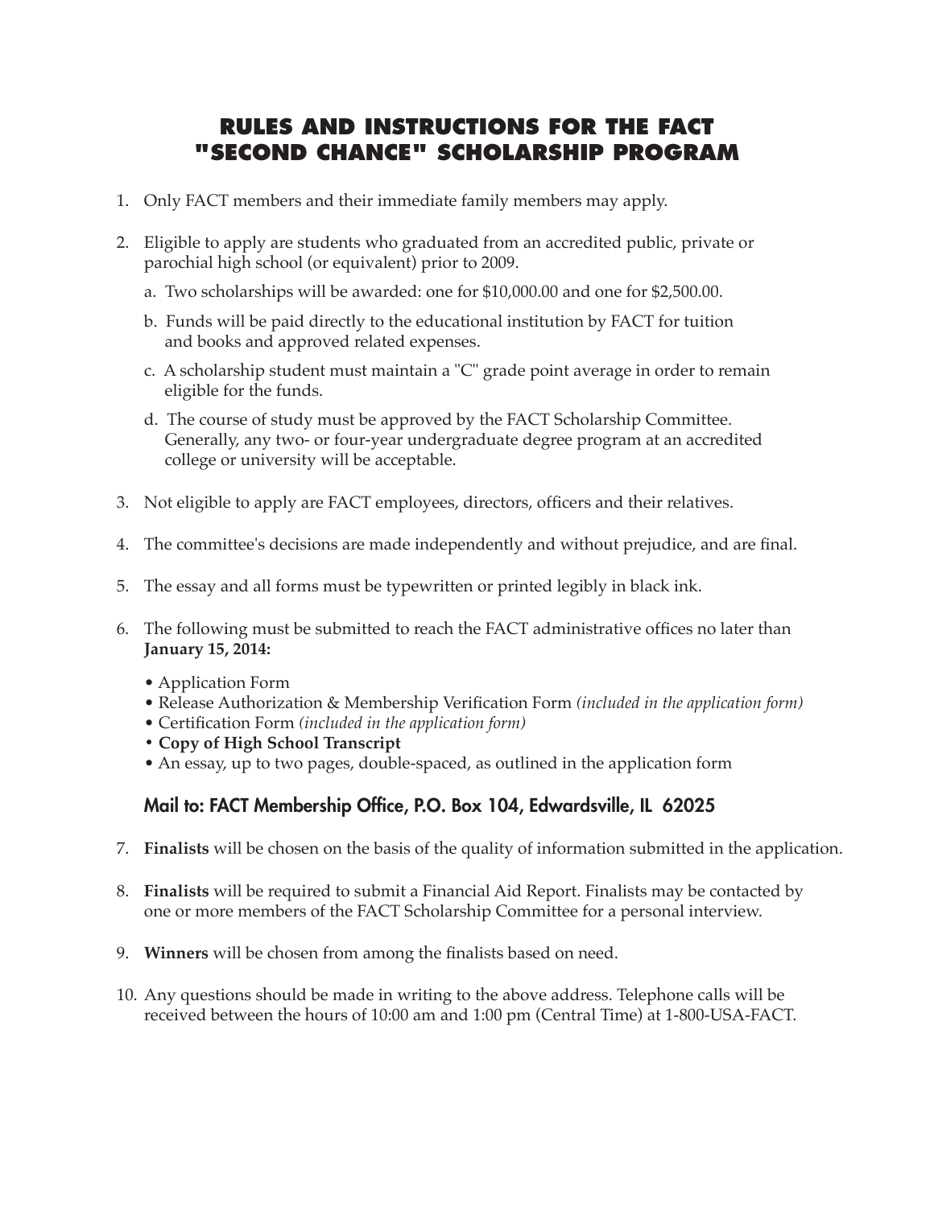# RULES AND INSTRUCTIONS FOR THE FACT "SECOND CHANCE" SCHOLARSHIP PROGRAM

1. Only FACT members and their immediate family members may apply.

2. Eligible to apply are students who graduated from an accredited public, private or parochial high school (or equivalent) prior to 2009.

   a. Two scholarships will be awarded: one for $10,000.00 and one for $2,500.00.

   b. Funds will be paid directly to the educational institution by FACT for tuition and books and approved related expenses.

   c. A scholarship student must maintain a "C" grade point average in order to remain eligible for the funds.

   d. The course of study must be approved by the FACT Scholarship Committee. Generally, any two- or four-year undergraduate degree program at an accredited college or university will be acceptable.

3. Not eligible to apply are FACT employees, directors, officers and their relatives.

4. The committee's decisions are made independently and without prejudice, and are final.

5. The essay and all forms must be typewritten or printed legibly in black ink.

6. The following must be submitted to reach the FACT administrative offices no later than **January 15, 2014:**

   - Application Form
   - Release Authorization & Membership Verification Form *(included in the application form)*
   - Certification Form *(included in the application form)*
   - **Copy of High School Transcript**
   - An essay, up to two pages, double-spaced, as outlined in the application form

   **Mail to: FACT Membership Office, P.O. Box 104, Edwardsville, IL 62025**

7. **Finalists** will be chosen on the basis of the quality of information submitted in the application.

8. **Finalists** will be required to submit a Financial Aid Report. Finalists may be contacted by one or more members of the FACT Scholarship Committee for a personal interview.

9. **Winners** will be chosen from among the finalists based on need.

10. Any questions should be made in writing to the above address. Telephone calls will be received between the hours of 10:00 am and 1:00 pm (Central Time) at 1-800-USA-FACT.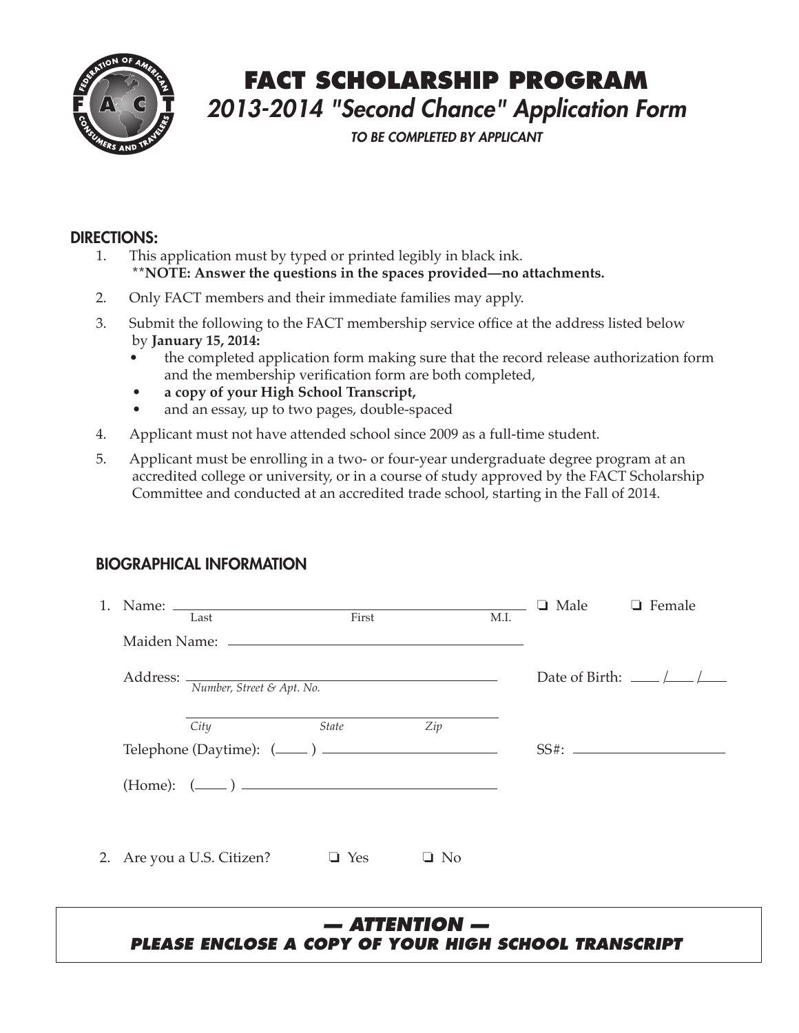# FACT SCHOLARSHIP PROGRAM

## 2013-2014 "Second Chance" Application Form

*TO BE COMPLETED BY APPLICANT*

### DIRECTIONS:

1. This application must by typed or printed legibly in black ink.
   **\*\*NOTE: Answer the questions in the spaces provided—no attachments.**
2. Only FACT members and their immediate families may apply.
3. Submit the following to the FACT membership service office at the address listed below by **January 15, 2014:**
   - the completed application form making sure that the record release authorization form and the membership verification form are both completed,
   - **a copy of your High School Transcript,**
   - and an essay, up to two pages, double-spaced
4. Applicant must not have attended school since 2009 as a full-time student.
5. Applicant must be enrolling in a two- or four-year undergraduate degree program at an accredited college or university, or in a course of study approved by the FACT Scholarship Committee and conducted at an accredited trade school, starting in the Fall of 2014.

### BIOGRAPHICAL INFORMATION

1. Name: ______________________________________________ ❑ Male ❑ Female
   Last First M.I.

   Maiden Name: ______________________________________________

   Address: ______________________________________________ Date of Birth: ____/____/____
   *Number, Street & Apt. No.*

   ______________________________________________
   *City* *State* *Zip*

   Telephone (Daytime): (____) ______________________ SS#: ______________________

   (Home): (____) ______________________

2. Are you a U.S. Citizen? ❑ Yes ❑ No

***— ATTENTION —***

***PLEASE ENCLOSE A COPY OF YOUR HIGH SCHOOL TRANSCRIPT***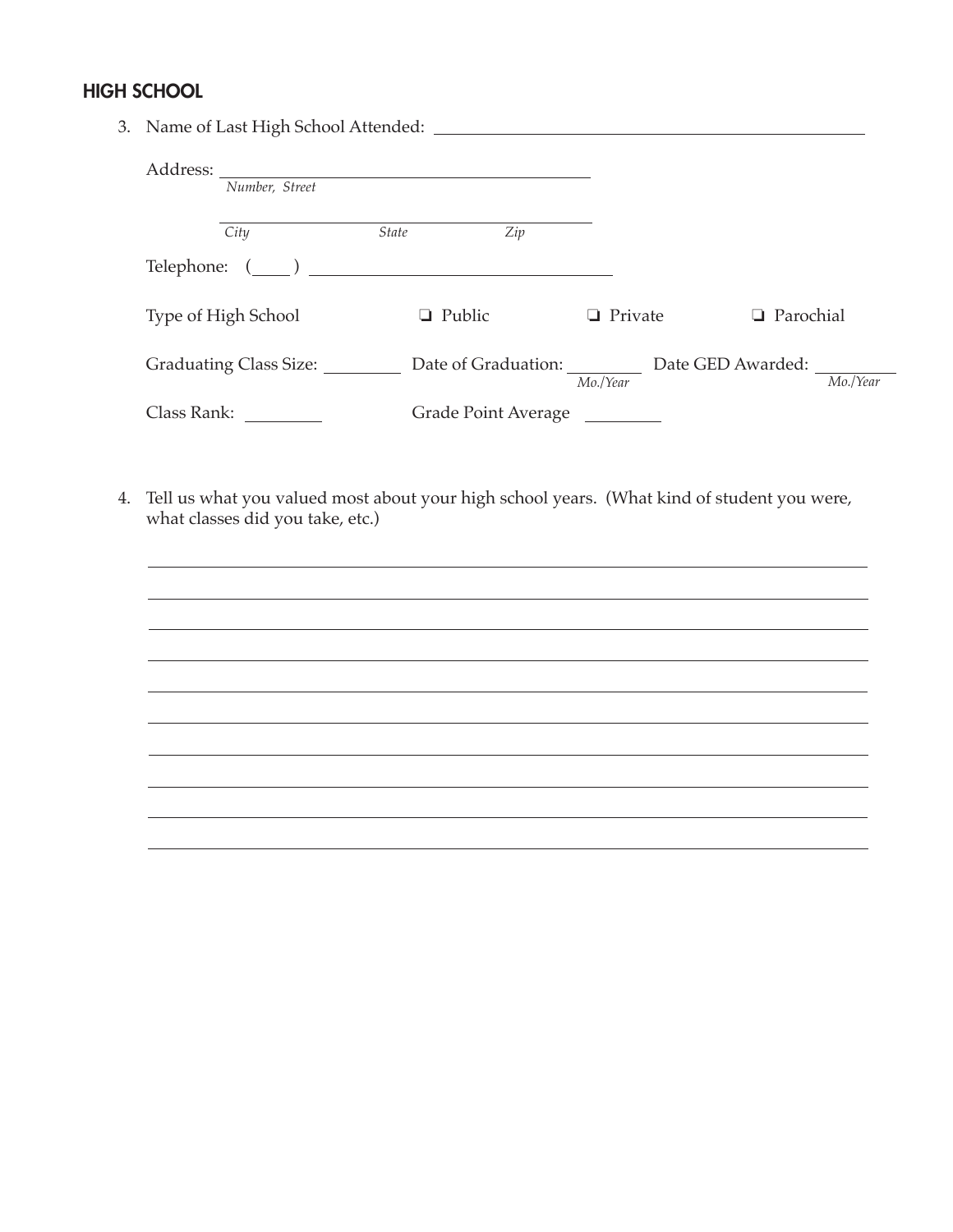## HIGH SCHOOL

3. Name of Last High School Attended: ______________________________

   Address: ______________________________
   *Number, Street*

   ______________________________
   *City* *State* *Zip*

   Telephone: (____) ______________________________

   Type of High School ❏ Public ❏ Private ❏ Parochial

   Graduating Class Size: ________ Date of Graduation: ________ *Mo./Year* Date GED Awarded: ________ *Mo./Year*

   Class Rank: ________ Grade Point Average ________

4. Tell us what you valued most about your high school years. (What kind of student you were, what classes did you take, etc.)

   ______________________________________________________________________

   ______________________________________________________________________

   ______________________________________________________________________

   ______________________________________________________________________

   ______________________________________________________________________

   ______________________________________________________________________

   ______________________________________________________________________

   ______________________________________________________________________

   ______________________________________________________________________

   ______________________________________________________________________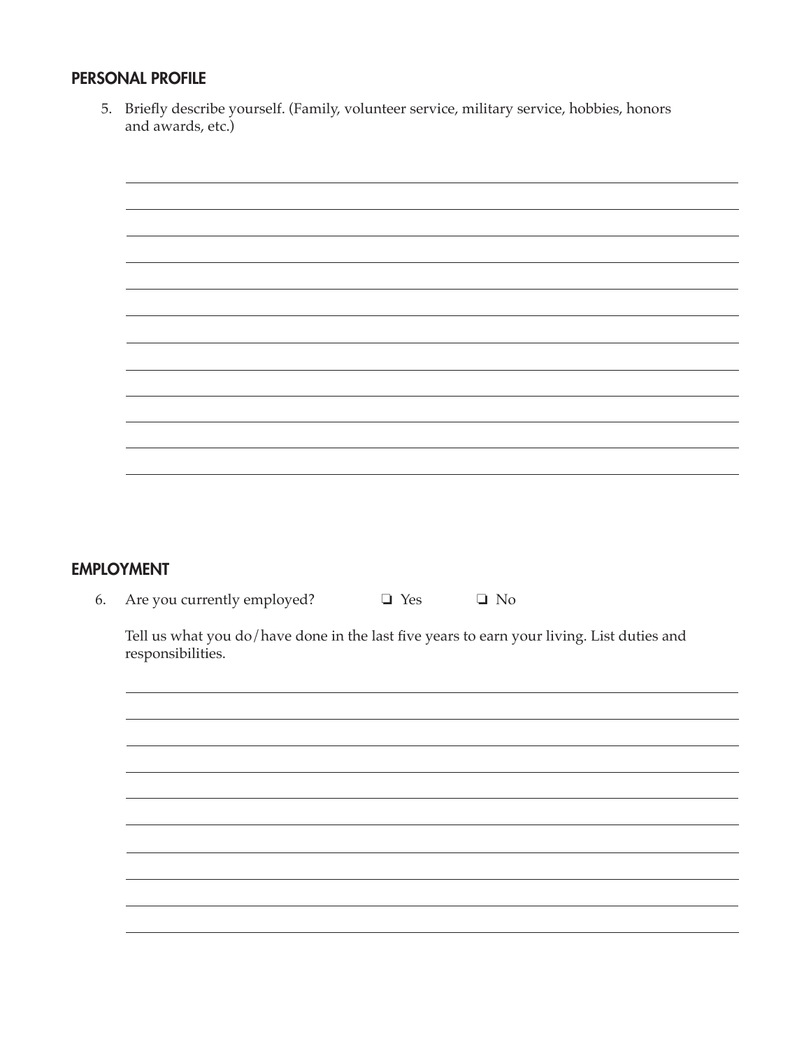## PERSONAL PROFILE

5. Briefly describe yourself. (Family, volunteer service, military service, hobbies, honors and awards, etc.)

## EMPLOYMENT

6. Are you currently employed? ❑ Yes ❑ No

   Tell us what you do/have done in the last five years to earn your living. List duties and responsibilities.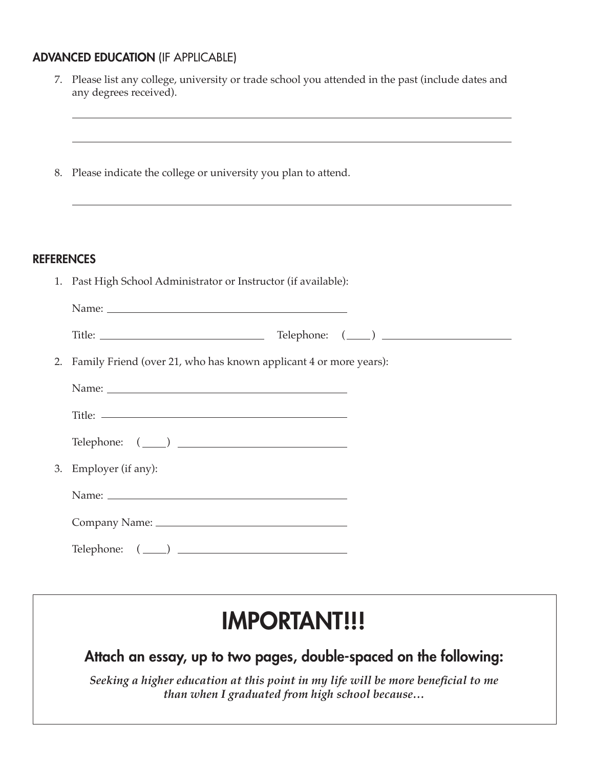## ADVANCED EDUCATION (IF APPLICABLE)

7. Please list any college, university or trade school you attended in the past (include dates and any degrees received).

 ________________________________________________________________________________

 ________________________________________________________________________________

8. Please indicate the college or university you plan to attend.

 ________________________________________________________________________________

## REFERENCES

1. Past High School Administrator or Instructor (if available):

 Name: ____________________________________________

 Title: ______________________________ Telephone: (____) ______________________

2. Family Friend (over 21, who has known applicant 4 or more years):

 Name: ____________________________________________

 Title: ____________________________________________

 Telephone: (____) ______________________________

3. Employer (if any):

 Name: ____________________________________________

 Company Name: ____________________________________

 Telephone: (____) ______________________________

# IMPORTANT!!!

### Attach an essay, up to two pages, double-spaced on the following:

***Seeking a higher education at this point in my life will be more beneficial to me than when I graduated from high school because…***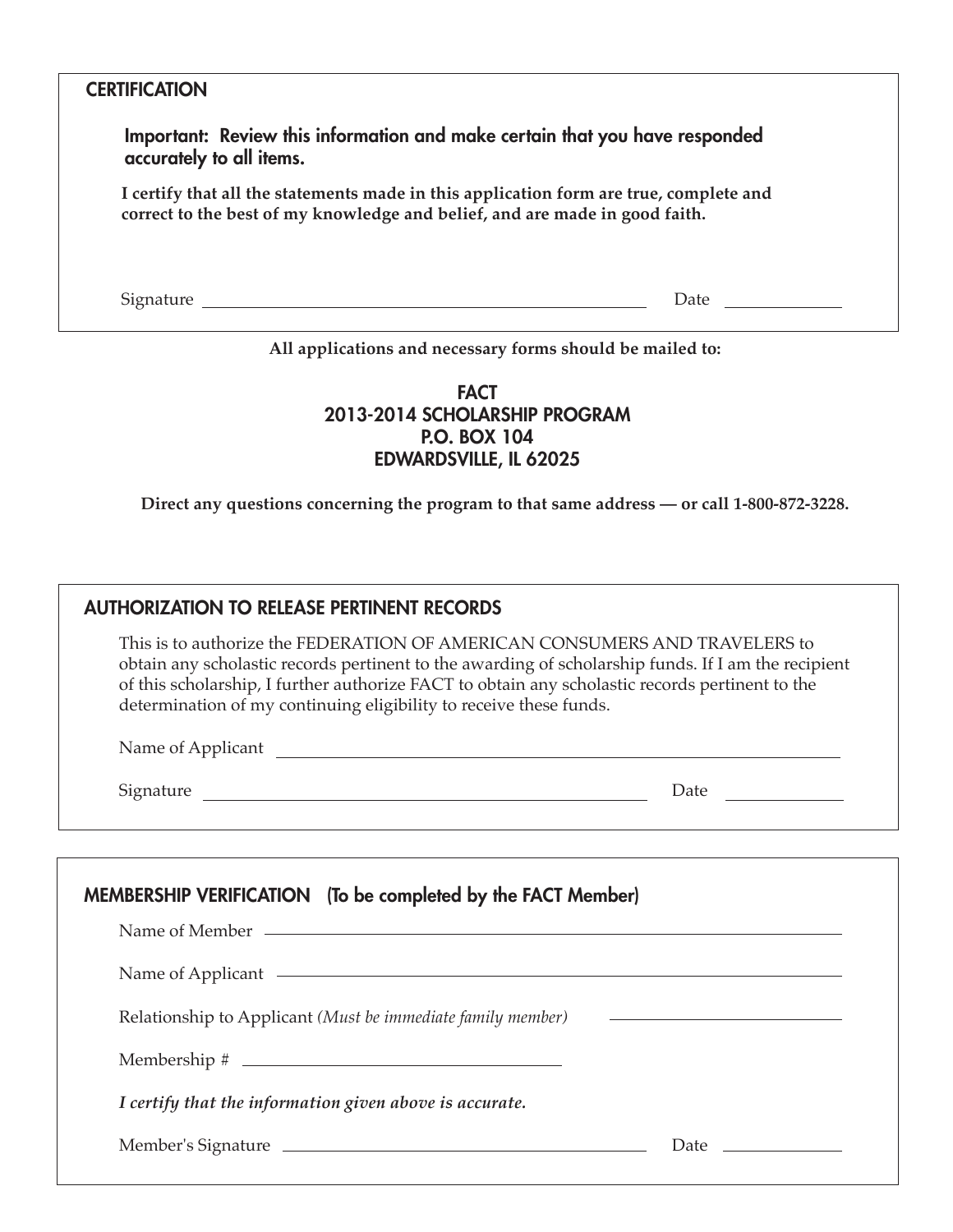## CERTIFICATION

**Important: Review this information and make certain that you have responded accurately to all items.**

**I certify that all the statements made in this application form are true, complete and correct to the best of my knowledge and belief, and are made in good faith.**

Signature ______________________________ Date ____________

**All applications and necessary forms should be mailed to:**

**FACT**
**2013-2014 SCHOLARSHIP PROGRAM**
**P.O. BOX 104**
**EDWARDSVILLE, IL 62025**

**Direct any questions concerning the program to that same address — or call 1-800-872-3228.**

## AUTHORIZATION TO RELEASE PERTINENT RECORDS

This is to authorize the FEDERATION OF AMERICAN CONSUMERS AND TRAVELERS to obtain any scholastic records pertinent to the awarding of scholarship funds. If I am the recipient of this scholarship, I further authorize FACT to obtain any scholastic records pertinent to the determination of my continuing eligibility to receive these funds.

Name of Applicant ______________________________

Signature ______________________________ Date ____________

## MEMBERSHIP VERIFICATION (To be completed by the FACT Member)

Name of Member ______________________________

Name of Applicant ______________________________

Relationship to Applicant *(Must be immediate family member)* ____________

Membership # ____________

*I certify that the information given above is accurate.*

Member's Signature ______________________________ Date ____________